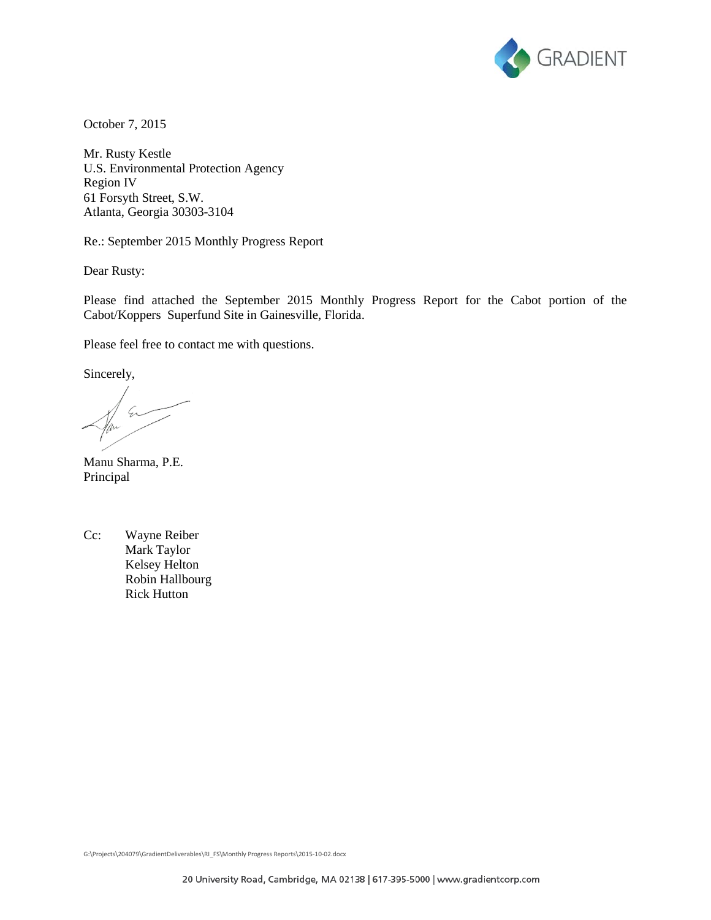GRADIENT

October 7, 2015

Mr. Rusty Kestle
U.S. Environmental Protection Agency
Region IV
61 Forsyth Street, S.W.
Atlanta, Georgia 30303-3104

Re.: September 2015 Monthly Progress Report

Dear Rusty:

Please find attached the September 2015 Monthly Progress Report for the Cabot portion of the Cabot/Koppers Superfund Site in Gainesville, Florida.

Please feel free to contact me with questions.

Sincerely,

Manu Sharma, P.E.
Principal

Cc: Wayne Reiber
Mark Taylor
Kelsey Helton
Robin Hallbourg
Rick Hutton

G:\Projects\204079\GradientDeliverables\RI_FS\Monthly Progress Reports\2015-10-02.docx

20 University Road, Cambridge, MA 02138 | 617-395-5000 | www.gradientcorp.com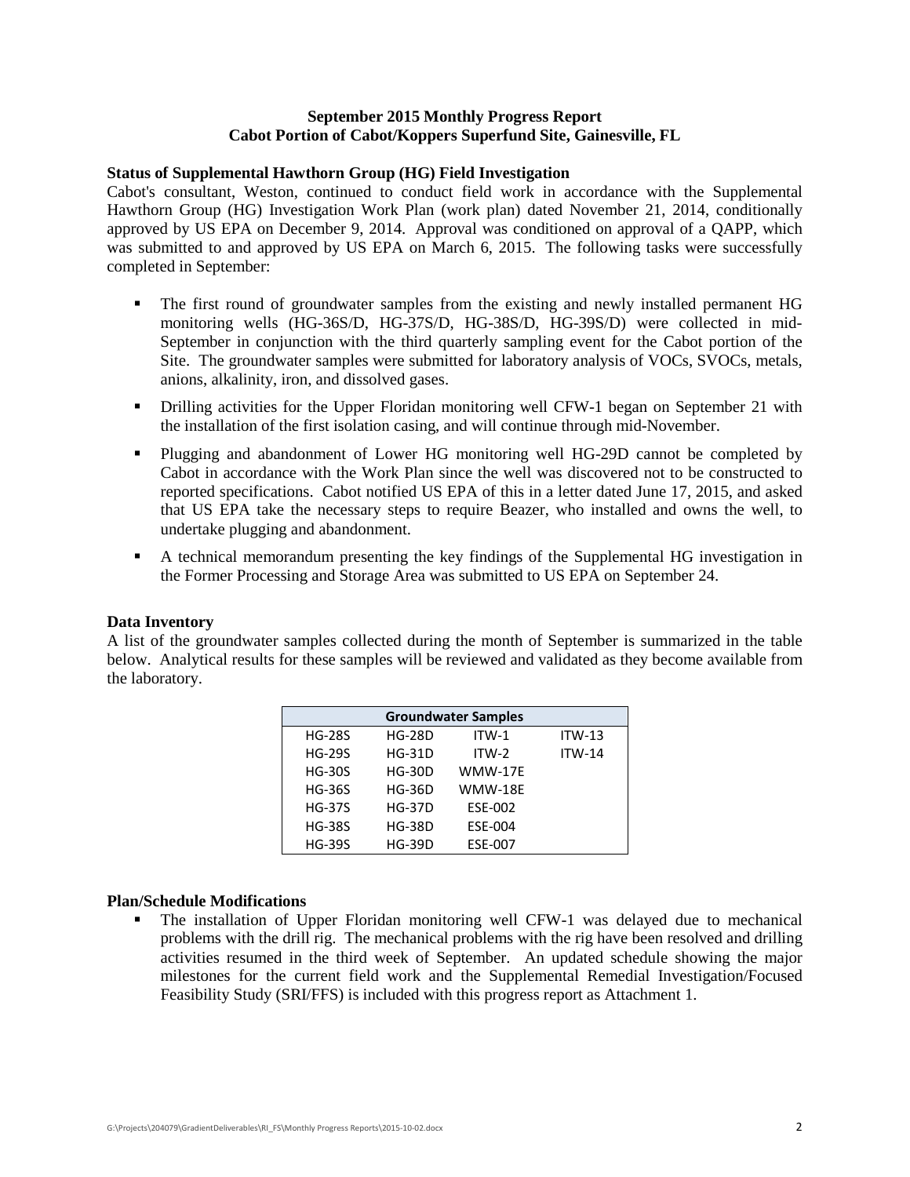**September 2015 Monthly Progress Report**
**Cabot Portion of Cabot/Koppers Superfund Site, Gainesville, FL**

**Status of Supplemental Hawthorn Group (HG) Field Investigation**

Cabot's consultant, Weston, continued to conduct field work in accordance with the Supplemental Hawthorn Group (HG) Investigation Work Plan (work plan) dated November 21, 2014, conditionally approved by US EPA on December 9, 2014. Approval was conditioned on approval of a QAPP, which was submitted to and approved by US EPA on March 6, 2015. The following tasks were successfully completed in September:

- The first round of groundwater samples from the existing and newly installed permanent HG monitoring wells (HG-36S/D, HG-37S/D, HG-38S/D, HG-39S/D) were collected in mid-September in conjunction with the third quarterly sampling event for the Cabot portion of the Site. The groundwater samples were submitted for laboratory analysis of VOCs, SVOCs, metals, anions, alkalinity, iron, and dissolved gases.
- Drilling activities for the Upper Floridan monitoring well CFW-1 began on September 21 with the installation of the first isolation casing, and will continue through mid-November.
- Plugging and abandonment of Lower HG monitoring well HG-29D cannot be completed by Cabot in accordance with the Work Plan since the well was discovered not to be constructed to reported specifications. Cabot notified US EPA of this in a letter dated June 17, 2015, and asked that US EPA take the necessary steps to require Beazer, who installed and owns the well, to undertake plugging and abandonment.
- A technical memorandum presenting the key findings of the Supplemental HG investigation in the Former Processing and Storage Area was submitted to US EPA on September 24.

**Data Inventory**

A list of the groundwater samples collected during the month of September is summarized in the table below. Analytical results for these samples will be reviewed and validated as they become available from the laboratory.

| Groundwater Samples | | | |
|---|---|---|---|
| HG-28S | HG-28D | ITW-1 | ITW-13 |
| HG-29S | HG-31D | ITW-2 | ITW-14 |
| HG-30S | HG-30D | WMW-17E | |
| HG-36S | HG-36D | WMW-18E | |
| HG-37S | HG-37D | ESE-002 | |
| HG-38S | HG-38D | ESE-004 | |
| HG-39S | HG-39D | ESE-007 | |

**Plan/Schedule Modifications**

- The installation of Upper Floridan monitoring well CFW-1 was delayed due to mechanical problems with the drill rig. The mechanical problems with the rig have been resolved and drilling activities resumed in the third week of September. An updated schedule showing the major milestones for the current field work and the Supplemental Remedial Investigation/Focused Feasibility Study (SRI/FFS) is included with this progress report as Attachment 1.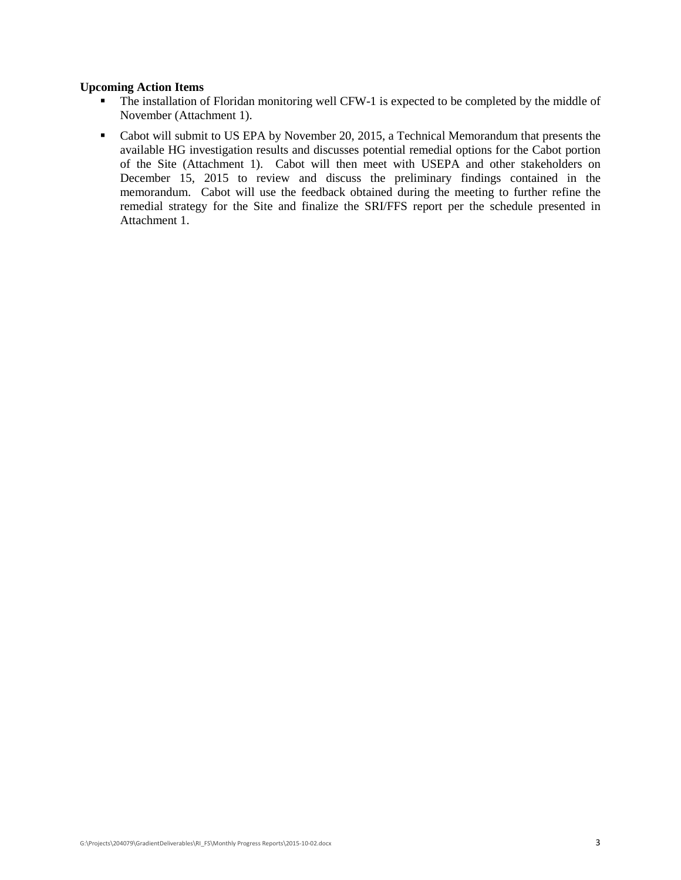**Upcoming Action Items**

- The installation of Floridan monitoring well CFW-1 is expected to be completed by the middle of November (Attachment 1).
- Cabot will submit to US EPA by November 20, 2015, a Technical Memorandum that presents the available HG investigation results and discusses potential remedial options for the Cabot portion of the Site (Attachment 1). Cabot will then meet with USEPA and other stakeholders on December 15, 2015 to review and discuss the preliminary findings contained in the memorandum. Cabot will use the feedback obtained during the meeting to further refine the remedial strategy for the Site and finalize the SRI/FFS report per the schedule presented in Attachment 1.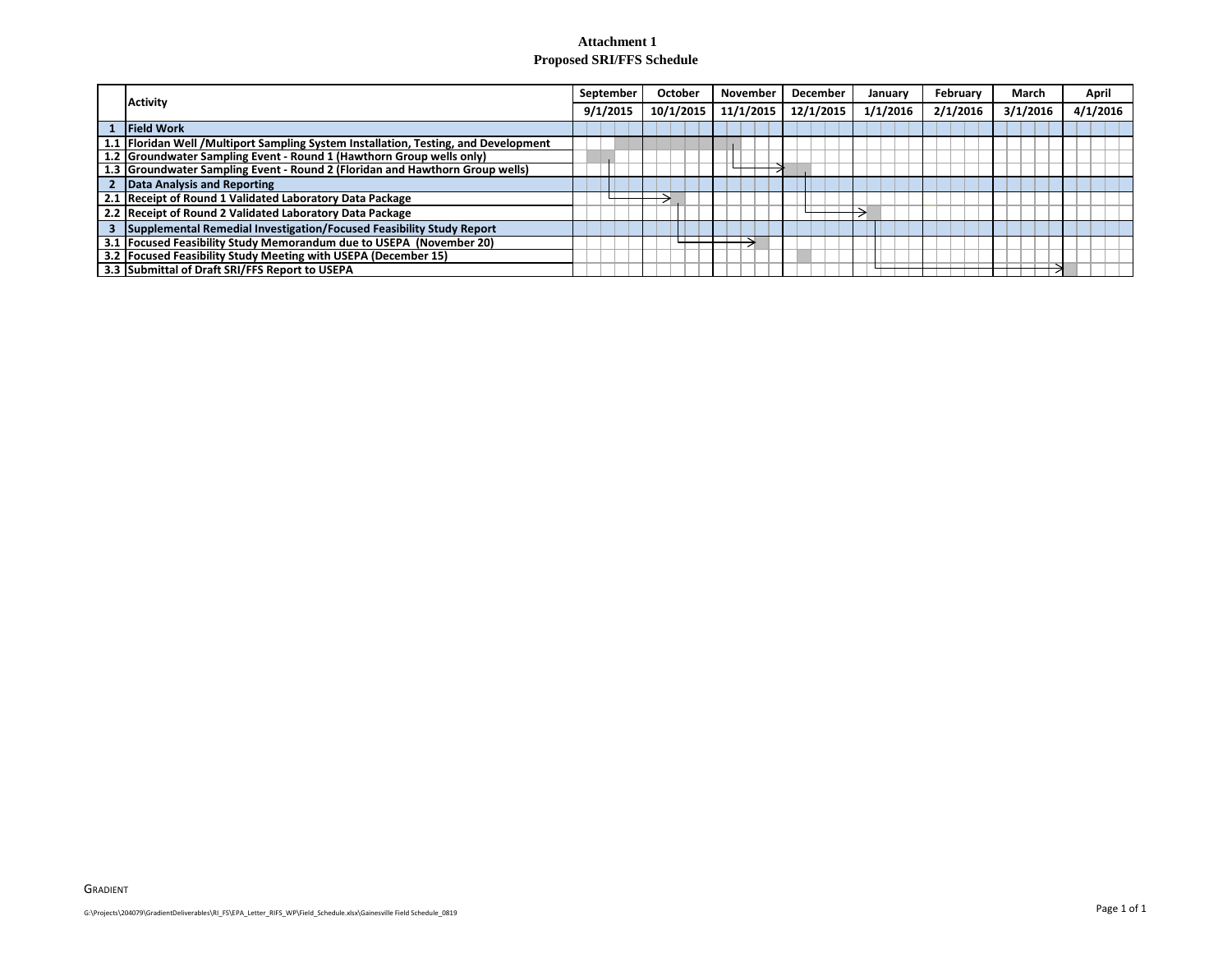# Attachment 1
## Proposed SRI/FFS Schedule

| | Activity | September 9/1/2015 | October 10/1/2015 | November 11/1/2015 | December 12/1/2015 | January 1/1/2016 | February 2/1/2016 | March 3/1/2016 | April 4/1/2016 |
|---|---|---|---|---|---|---|---|---|---|
| **1** | **Field Work** | | | | | | | | |
| **1.1** | **Floridan Well /Multiport Sampling System Installation, Testing, and Development** | | | | | | | | |
| **1.2** | **Groundwater Sampling Event - Round 1 (Hawthorn Group wells only)** | | | | | | | | |
| **1.3** | **Groundwater Sampling Event - Round 2 (Floridan and Hawthorn Group wells)** | | | | | | | | |
| **2** | **Data Analysis and Reporting** | | | | | | | | |
| **2.1** | **Receipt of Round 1 Validated Laboratory Data Package** | | | | | | | | |
| **2.2** | **Receipt of Round 2 Validated Laboratory Data Package** | | | | | | | | |
| **3** | **Supplemental Remedial Investigation/Focused Feasibility Study Report** | | | | | | | | |
| **3.1** | **Focused Feasibility Study Memorandum due to USEPA (November 20)** | | | | | | | | |
| **3.2** | **Focused Feasibility Study Meeting with USEPA (December 15)** | | | | | | | | |
| **3.3** | **Submittal of Draft SRI/FFS Report to USEPA** | | | | | | | | |

GRADIENT

G:\Projects\204079\GradientDeliverables\RI_FS\EPA_Letter_RIFS_WP\Field_Schedule.xlsx\Gainesville Field Schedule_0819